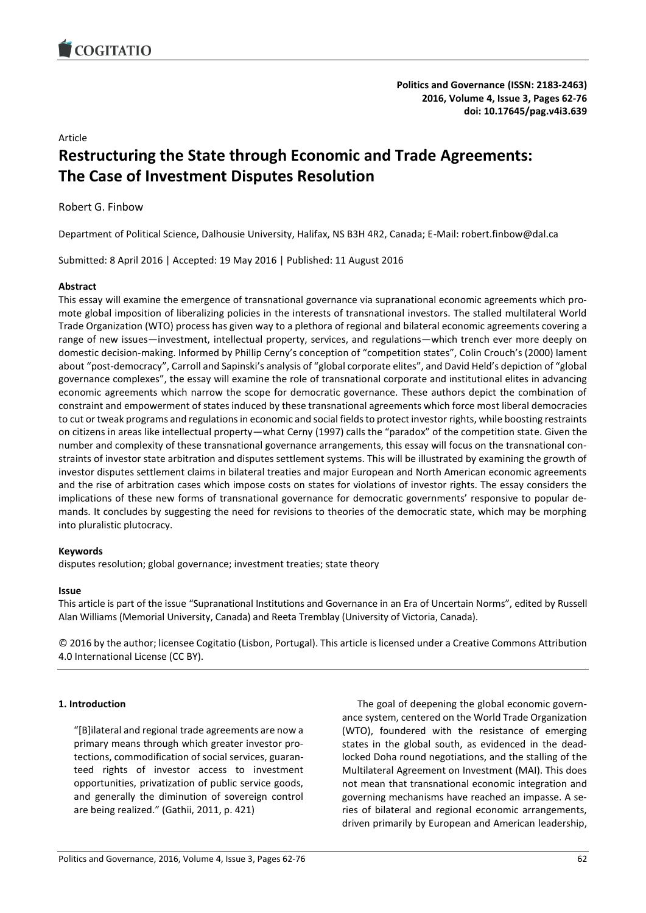Politics and Governance (ISSN: 2183-2463)
2016, Volume 4, Issue 3, Pages 62-76
doi: 10.17645/pag.v4i3.639

Article

# Restructuring the State through Economic and Trade Agreements: The Case of Investment Disputes Resolution

Robert G. Finbow

Department of Political Science, Dalhousie University, Halifax, NS B3H 4R2, Canada; E-Mail: robert.finbow@dal.ca

Submitted: 8 April 2016 | Accepted: 19 May 2016 | Published: 11 August 2016

**Abstract**

This essay will examine the emergence of transnational governance via supranational economic agreements which promote global imposition of liberalizing policies in the interests of transnational investors. The stalled multilateral World Trade Organization (WTO) process has given way to a plethora of regional and bilateral economic agreements covering a range of new issues—investment, intellectual property, services, and regulations—which trench ever more deeply on domestic decision-making. Informed by Phillip Cerny's conception of "competition states", Colin Crouch's (2000) lament about "post-democracy", Carroll and Sapinski's analysis of "global corporate elites", and David Held's depiction of "global governance complexes", the essay will examine the role of transnational corporate and institutional elites in advancing economic agreements which narrow the scope for democratic governance. These authors depict the combination of constraint and empowerment of states induced by these transnational agreements which force most liberal democracies to cut or tweak programs and regulations in economic and social fields to protect investor rights, while boosting restraints on citizens in areas like intellectual property—what Cerny (1997) calls the "paradox" of the competition state. Given the number and complexity of these transnational governance arrangements, this essay will focus on the transnational constraints of investor state arbitration and disputes settlement systems. This will be illustrated by examining the growth of investor disputes settlement claims in bilateral treaties and major European and North American economic agreements and the rise of arbitration cases which impose costs on states for violations of investor rights. The essay considers the implications of these new forms of transnational governance for democratic governments' responsive to popular demands. It concludes by suggesting the need for revisions to theories of the democratic state, which may be morphing into pluralistic plutocracy.

**Keywords**

disputes resolution; global governance; investment treaties; state theory

**Issue**

This article is part of the issue "Supranational Institutions and Governance in an Era of Uncertain Norms", edited by Russell Alan Williams (Memorial University, Canada) and Reeta Tremblay (University of Victoria, Canada).

© 2016 by the author; licensee Cogitatio (Lisbon, Portugal). This article is licensed under a Creative Commons Attribution 4.0 International License (CC BY).

## 1. Introduction

> "[B]ilateral and regional trade agreements are now a primary means through which greater investor protections, commodification of social services, guaranteed rights of investor access to investment opportunities, privatization of public service goods, and generally the diminution of sovereign control are being realized." (Gathii, 2011, p. 421)

The goal of deepening the global economic governance system, centered on the World Trade Organization (WTO), foundered with the resistance of emerging states in the global south, as evidenced in the deadlocked Doha round negotiations, and the stalling of the Multilateral Agreement on Investment (MAI). This does not mean that transnational economic integration and governing mechanisms have reached an impasse. A series of bilateral and regional economic arrangements, driven primarily by European and American leadership,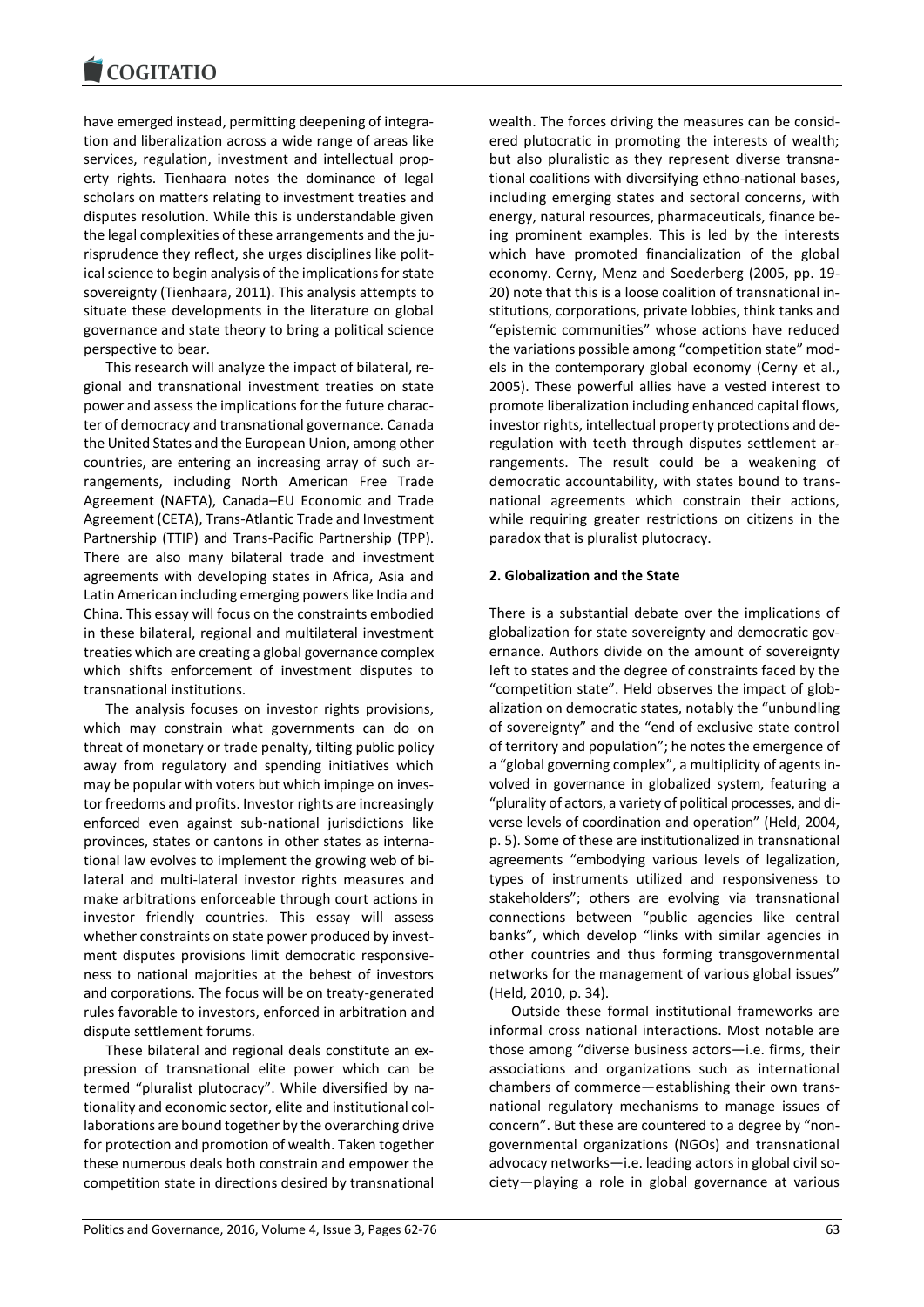have emerged instead, permitting deepening of integration and liberalization across a wide range of areas like services, regulation, investment and intellectual property rights. Tienhaara notes the dominance of legal scholars on matters relating to investment treaties and disputes resolution. While this is understandable given the legal complexities of these arrangements and the jurisprudence they reflect, she urges disciplines like political science to begin analysis of the implications for state sovereignty (Tienhaara, 2011). This analysis attempts to situate these developments in the literature on global governance and state theory to bring a political science perspective to bear.

This research will analyze the impact of bilateral, regional and transnational investment treaties on state power and assess the implications for the future character of democracy and transnational governance. Canada the United States and the European Union, among other countries, are entering an increasing array of such arrangements, including North American Free Trade Agreement (NAFTA), Canada–EU Economic and Trade Agreement (CETA), Trans-Atlantic Trade and Investment Partnership (TTIP) and Trans-Pacific Partnership (TPP). There are also many bilateral trade and investment agreements with developing states in Africa, Asia and Latin American including emerging powers like India and China. This essay will focus on the constraints embodied in these bilateral, regional and multilateral investment treaties which are creating a global governance complex which shifts enforcement of investment disputes to transnational institutions.

The analysis focuses on investor rights provisions, which may constrain what governments can do on threat of monetary or trade penalty, tilting public policy away from regulatory and spending initiatives which may be popular with voters but which impinge on investor freedoms and profits. Investor rights are increasingly enforced even against sub-national jurisdictions like provinces, states or cantons in other states as international law evolves to implement the growing web of bilateral and multi-lateral investor rights measures and make arbitrations enforceable through court actions in investor friendly countries. This essay will assess whether constraints on state power produced by investment disputes provisions limit democratic responsiveness to national majorities at the behest of investors and corporations. The focus will be on treaty-generated rules favorable to investors, enforced in arbitration and dispute settlement forums.

These bilateral and regional deals constitute an expression of transnational elite power which can be termed "pluralist plutocracy". While diversified by nationality and economic sector, elite and institutional collaborations are bound together by the overarching drive for protection and promotion of wealth. Taken together these numerous deals both constrain and empower the competition state in directions desired by transnational wealth. The forces driving the measures can be considered plutocratic in promoting the interests of wealth; but also pluralistic as they represent diverse transnational coalitions with diversifying ethno-national bases, including emerging states and sectoral concerns, with energy, natural resources, pharmaceuticals, finance being prominent examples. This is led by the interests which have promoted financialization of the global economy. Cerny, Menz and Soederberg (2005, pp. 19-20) note that this is a loose coalition of transnational institutions, corporations, private lobbies, think tanks and "epistemic communities" whose actions have reduced the variations possible among "competition state" models in the contemporary global economy (Cerny et al., 2005). These powerful allies have a vested interest to promote liberalization including enhanced capital flows, investor rights, intellectual property protections and deregulation with teeth through disputes settlement arrangements. The result could be a weakening of democratic accountability, with states bound to transnational agreements which constrain their actions, while requiring greater restrictions on citizens in the paradox that is pluralist plutocracy.

## 2. Globalization and the State

There is a substantial debate over the implications of globalization for state sovereignty and democratic governance. Authors divide on the amount of sovereignty left to states and the degree of constraints faced by the "competition state". Held observes the impact of globalization on democratic states, notably the "unbundling of sovereignty" and the "end of exclusive state control of territory and population"; he notes the emergence of a "global governing complex", a multiplicity of agents involved in governance in globalized system, featuring a "plurality of actors, a variety of political processes, and diverse levels of coordination and operation" (Held, 2004, p. 5). Some of these are institutionalized in transnational agreements "embodying various levels of legalization, types of instruments utilized and responsiveness to stakeholders"; others are evolving via transnational connections between "public agencies like central banks", which develop "links with similar agencies in other countries and thus forming transgovernmental networks for the management of various global issues" (Held, 2010, p. 34).

Outside these formal institutional frameworks are informal cross national interactions. Most notable are those among "diverse business actors—i.e. firms, their associations and organizations such as international chambers of commerce—establishing their own transnational regulatory mechanisms to manage issues of concern". But these are countered to a degree by "non-governmental organizations (NGOs) and transnational advocacy networks—i.e. leading actors in global civil society—playing a role in global governance at various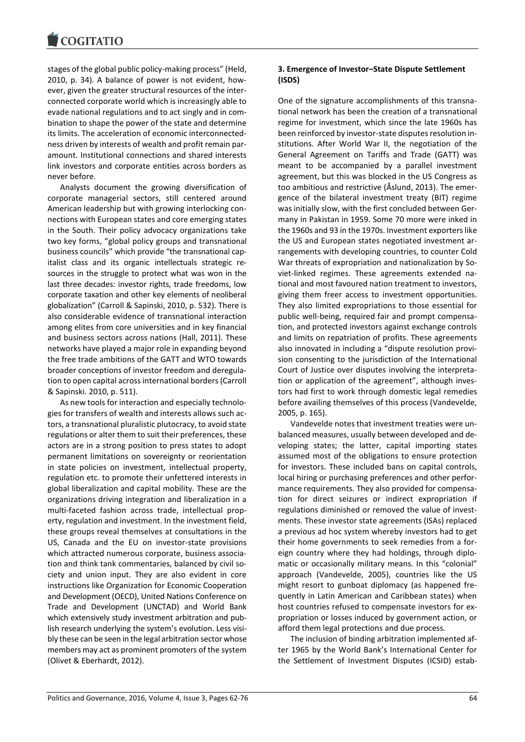stages of the global public policy-making process" (Held, 2010, p. 34). A balance of power is not evident, however, given the greater structural resources of the interconnected corporate world which is increasingly able to evade national regulations and to act singly and in combination to shape the power of the state and determine its limits. The acceleration of economic interconnectedness driven by interests of wealth and profit remain paramount. Institutional connections and shared interests link investors and corporate entities across borders as never before.

Analysts document the growing diversification of corporate managerial sectors, still centered around American leadership but with growing interlocking connections with European states and core emerging states in the South. Their policy advocacy organizations take two key forms, "global policy groups and transnational business councils" which provide "the transnational capitalist class and its organic intellectuals strategic resources in the struggle to protect what was won in the last three decades: investor rights, trade freedoms, low corporate taxation and other key elements of neoliberal globalization" (Carroll & Sapinski, 2010, p. 532). There is also considerable evidence of transnational interaction among elites from core universities and in key financial and business sectors across nations (Hall, 2011). These networks have played a major role in expanding beyond the free trade ambitions of the GATT and WTO towards broader conceptions of investor freedom and deregulation to open capital across international borders (Carroll & Sapinski. 2010, p. 511).

As new tools for interaction and especially technologies for transfers of wealth and interests allows such actors, a transnational pluralistic plutocracy, to avoid state regulations or alter them to suit their preferences, these actors are in a strong position to press states to adopt permanent limitations on sovereignty or reorientation in state policies on investment, intellectual property, regulation etc. to promote their unfettered interests in global liberalization and capital mobility. These are the organizations driving integration and liberalization in a multi-faceted fashion across trade, intellectual property, regulation and investment. In the investment field, these groups reveal themselves at consultations in the US, Canada and the EU on investor-state provisions which attracted numerous corporate, business association and think tank commentaries, balanced by civil society and union input. They are also evident in core instructions like Organization for Economic Cooperation and Development (OECD), United Nations Conference on Trade and Development (UNCTAD) and World Bank which extensively study investment arbitration and publish research underlying the system's evolution. Less visibly these can be seen in the legal arbitration sector whose members may act as prominent promoters of the system (Olivet & Eberhardt, 2012).

## 3. Emergence of Investor–State Dispute Settlement (ISDS)

One of the signature accomplishments of this transnational network has been the creation of a transnational regime for investment, which since the late 1960s has been reinforced by investor-state disputes resolution institutions. After World War II, the negotiation of the General Agreement on Tariffs and Trade (GATT) was meant to be accompanied by a parallel investment agreement, but this was blocked in the US Congress as too ambitious and restrictive (Åslund, 2013). The emergence of the bilateral investment treaty (BIT) regime was initially slow, with the first concluded between Germany in Pakistan in 1959. Some 70 more were inked in the 1960s and 93 in the 1970s. Investment exporters like the US and European states negotiated investment arrangements with developing countries, to counter Cold War threats of expropriation and nationalization by Soviet-linked regimes. These agreements extended national and most favoured nation treatment to investors, giving them freer access to investment opportunities. They also limited expropriations to those essential for public well-being, required fair and prompt compensation, and protected investors against exchange controls and limits on repatriation of profits. These agreements also innovated in including a "dispute resolution provision consenting to the jurisdiction of the International Court of Justice over disputes involving the interpretation or application of the agreement", although investors had first to work through domestic legal remedies before availing themselves of this process (Vandevelde, 2005, p. 165).

Vandevelde notes that investment treaties were unbalanced measures, usually between developed and developing states; the latter, capital importing states assumed most of the obligations to ensure protection for investors. These included bans on capital controls, local hiring or purchasing preferences and other performance requirements. They also provided for compensation for direct seizures or indirect expropriation if regulations diminished or removed the value of investments. These investor state agreements (ISAs) replaced a previous ad hoc system whereby investors had to get their home governments to seek remedies from a foreign country where they had holdings, through diplomatic or occasionally military means. In this "colonial" approach (Vandevelde, 2005), countries like the US might resort to gunboat diplomacy (as happened frequently in Latin American and Caribbean states) when host countries refused to compensate investors for expropriation or losses induced by government action, or afford them legal protections and due process.

The inclusion of binding arbitration implemented after 1965 by the World Bank's International Center for the Settlement of Investment Disputes (ICSID) estab-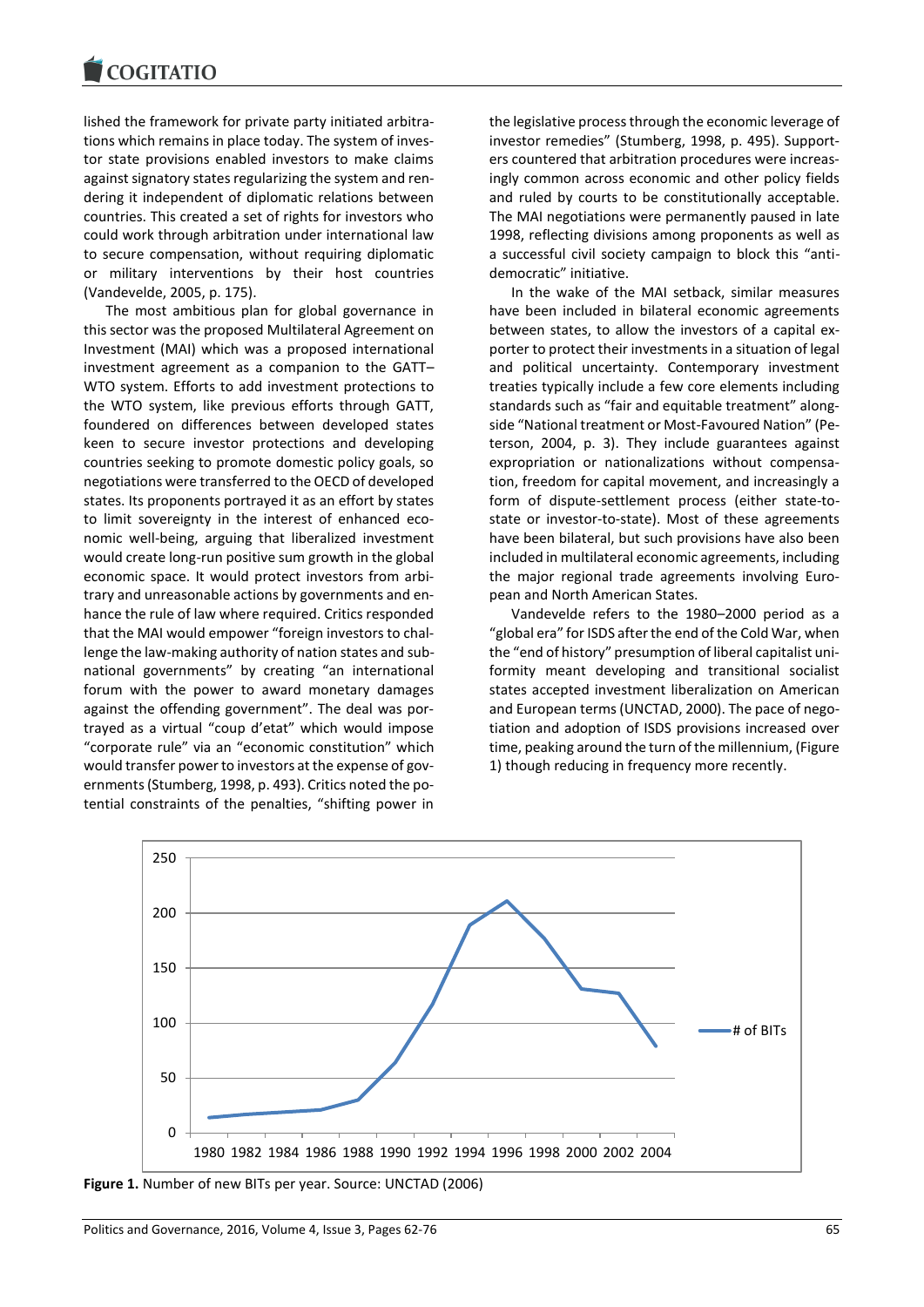lished the framework for private party initiated arbitrations which remains in place today. The system of investor state provisions enabled investors to make claims against signatory states regularizing the system and rendering it independent of diplomatic relations between countries. This created a set of rights for investors who could work through arbitration under international law to secure compensation, without requiring diplomatic or military interventions by their host countries (Vandevelde, 2005, p. 175).

The most ambitious plan for global governance in this sector was the proposed Multilateral Agreement on Investment (MAI) which was a proposed international investment agreement as a companion to the GATT–WTO system. Efforts to add investment protections to the WTO system, like previous efforts through GATT, foundered on differences between developed states keen to secure investor protections and developing countries seeking to promote domestic policy goals, so negotiations were transferred to the OECD of developed states. Its proponents portrayed it as an effort by states to limit sovereignty in the interest of enhanced economic well-being, arguing that liberalized investment would create long-run positive sum growth in the global economic space. It would protect investors from arbitrary and unreasonable actions by governments and enhance the rule of law where required. Critics responded that the MAI would empower "foreign investors to challenge the law-making authority of nation states and subnational governments" by creating "an international forum with the power to award monetary damages against the offending government". The deal was portrayed as a virtual "coup d'etat" which would impose "corporate rule" via an "economic constitution" which would transfer power to investors at the expense of governments (Stumberg, 1998, p. 493). Critics noted the potential constraints of the penalties, "shifting power in the legislative process through the economic leverage of investor remedies" (Stumberg, 1998, p. 495). Supporters countered that arbitration procedures were increasingly common across economic and other policy fields and ruled by courts to be constitutionally acceptable. The MAI negotiations were permanently paused in late 1998, reflecting divisions among proponents as well as a successful civil society campaign to block this "anti-democratic" initiative.

In the wake of the MAI setback, similar measures have been included in bilateral economic agreements between states, to allow the investors of a capital exporter to protect their investments in a situation of legal and political uncertainty. Contemporary investment treaties typically include a few core elements including standards such as "fair and equitable treatment" alongside "National treatment or Most-Favoured Nation" (Peterson, 2004, p. 3). They include guarantees against expropriation or nationalizations without compensation, freedom for capital movement, and increasingly a form of dispute-settlement process (either state-to-state or investor-to-state). Most of these agreements have been bilateral, but such provisions have also been included in multilateral economic agreements, including the major regional trade agreements involving European and North American States.

Vandevelde refers to the 1980–2000 period as a "global era" for ISDS after the end of the Cold War, when the "end of history" presumption of liberal capitalist uniformity meant developing and transitional socialist states accepted investment liberalization on American and European terms (UNCTAD, 2000). The pace of negotiation and adoption of ISDS provisions increased over time, peaking around the turn of the millennium, (Figure 1) though reducing in frequency more recently.

**Figure 1.** Number of new BITs per year. Source: UNCTAD (2006)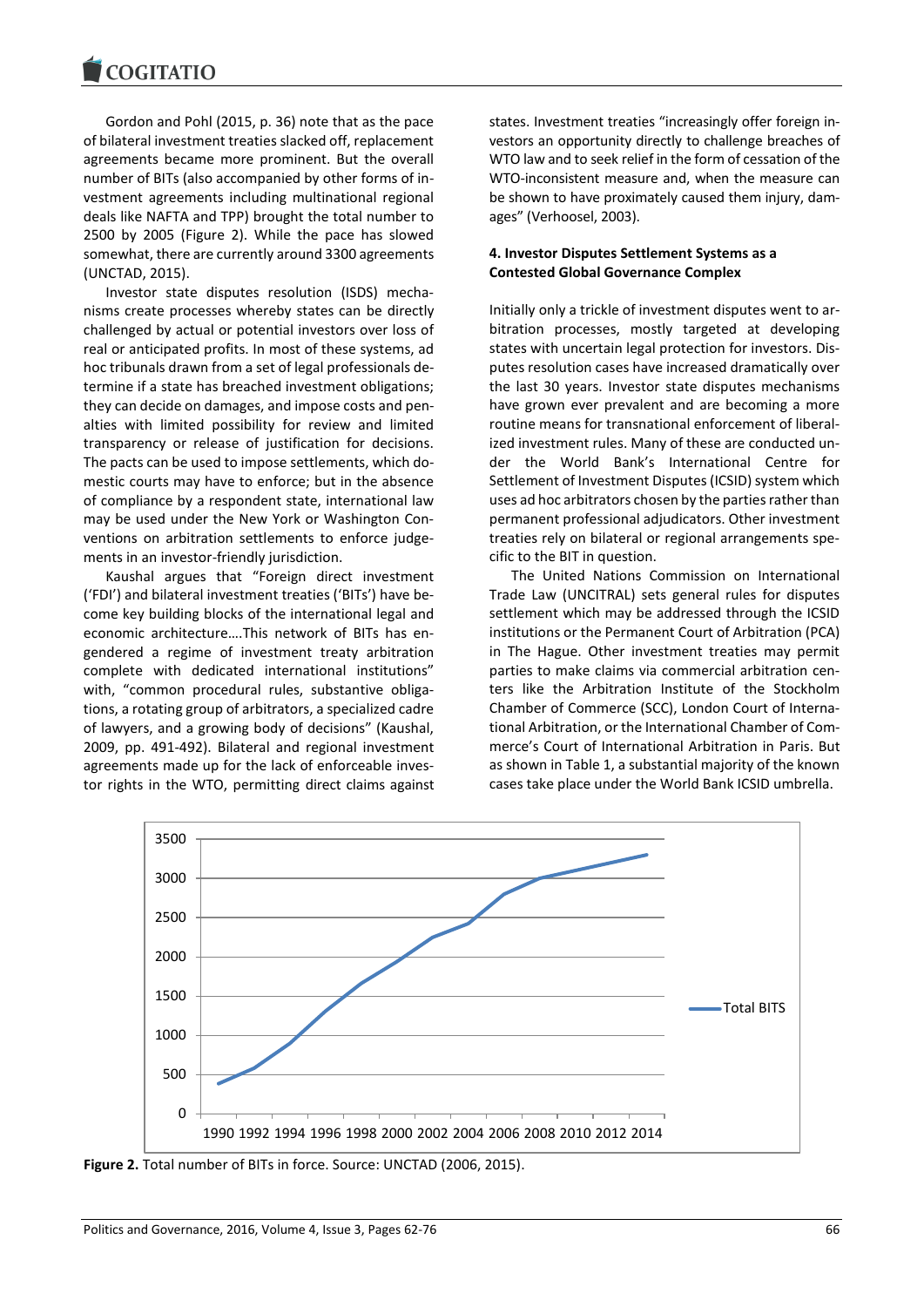Gordon and Pohl (2015, p. 36) note that as the pace of bilateral investment treaties slacked off, replacement agreements became more prominent. But the overall number of BITs (also accompanied by other forms of investment agreements including multinational regional deals like NAFTA and TPP) brought the total number to 2500 by 2005 (Figure 2). While the pace has slowed somewhat, there are currently around 3300 agreements (UNCTAD, 2015).

Investor state disputes resolution (ISDS) mechanisms create processes whereby states can be directly challenged by actual or potential investors over loss of real or anticipated profits. In most of these systems, ad hoc tribunals drawn from a set of legal professionals determine if a state has breached investment obligations; they can decide on damages, and impose costs and penalties with limited possibility for review and limited transparency or release of justification for decisions. The pacts can be used to impose settlements, which domestic courts may have to enforce; but in the absence of compliance by a respondent state, international law may be used under the New York or Washington Conventions on arbitration settlements to enforce judgements in an investor-friendly jurisdiction.

Kaushal argues that "Foreign direct investment ('FDI') and bilateral investment treaties ('BITs') have become key building blocks of the international legal and economic architecture….This network of BITs has engendered a regime of investment treaty arbitration complete with dedicated international institutions" with, "common procedural rules, substantive obligations, a rotating group of arbitrators, a specialized cadre of lawyers, and a growing body of decisions" (Kaushal, 2009, pp. 491-492). Bilateral and regional investment agreements made up for the lack of enforceable investor rights in the WTO, permitting direct claims against states. Investment treaties "increasingly offer foreign investors an opportunity directly to challenge breaches of WTO law and to seek relief in the form of cessation of the WTO-inconsistent measure and, when the measure can be shown to have proximately caused them injury, damages" (Verhoosel, 2003).

## 4. Investor Disputes Settlement Systems as a Contested Global Governance Complex

Initially only a trickle of investment disputes went to arbitration processes, mostly targeted at developing states with uncertain legal protection for investors. Disputes resolution cases have increased dramatically over the last 30 years. Investor state disputes mechanisms have grown ever prevalent and are becoming a more routine means for transnational enforcement of liberalized investment rules. Many of these are conducted under the World Bank's International Centre for Settlement of Investment Disputes (ICSID) system which uses ad hoc arbitrators chosen by the parties rather than permanent professional adjudicators. Other investment treaties rely on bilateral or regional arrangements specific to the BIT in question.

The United Nations Commission on International Trade Law (UNCITRAL) sets general rules for disputes settlement which may be addressed through the ICSID institutions or the Permanent Court of Arbitration (PCA) in The Hague. Other investment treaties may permit parties to make claims via commercial arbitration centers like the Arbitration Institute of the Stockholm Chamber of Commerce (SCC), London Court of International Arbitration, or the International Chamber of Commerce's Court of International Arbitration in Paris. But as shown in Table 1, a substantial majority of the known cases take place under the World Bank ICSID umbrella.

**Figure 2.** Total number of BITs in force. Source: UNCTAD (2006, 2015).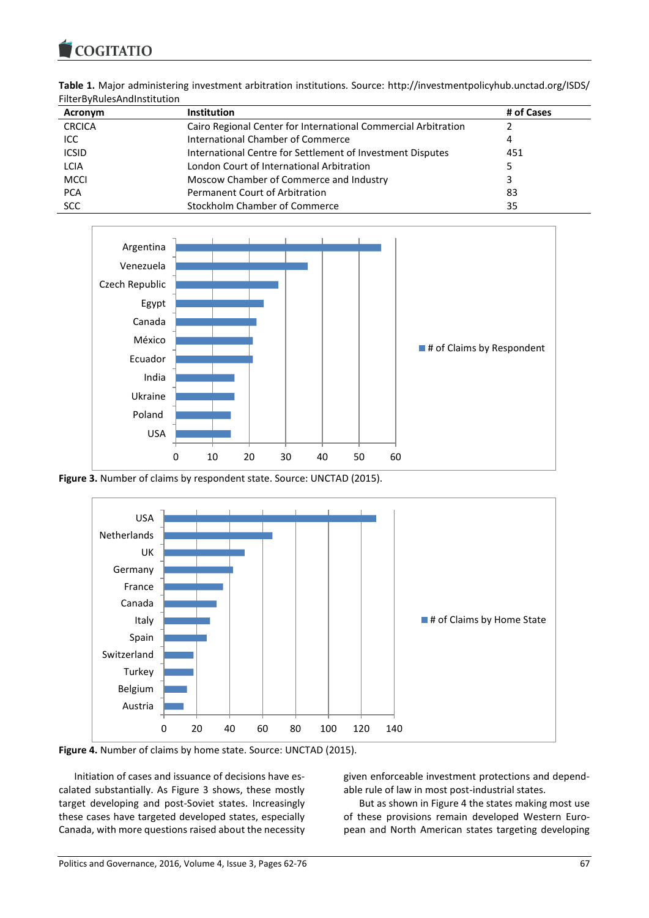**Table 1.** Major administering investment arbitration institutions. Source: http://investmentpolicyhub.unctad.org/ISDS/FilterByRulesAndInstitution

| Acronym | Institution | # of Cases |
|---|---|---|
| CRCICA | Cairo Regional Center for International Commercial Arbitration | 2 |
| ICC | International Chamber of Commerce | 4 |
| ICSID | International Centre for Settlement of Investment Disputes | 451 |
| LCIA | London Court of International Arbitration | 5 |
| MCCI | Moscow Chamber of Commerce and Industry | 3 |
| PCA | Permanent Court of Arbitration | 83 |
| SCC | Stockholm Chamber of Commerce | 35 |

**Figure 3.** Number of claims by respondent state. Source: UNCTAD (2015).

**Figure 4.** Number of claims by home state. Source: UNCTAD (2015).

Initiation of cases and issuance of decisions have escalated substantially. As Figure 3 shows, these mostly target developing and post-Soviet states. Increasingly these cases have targeted developed states, especially Canada, with more questions raised about the necessity given enforceable investment protections and dependable rule of law in most post-industrial states.

But as shown in Figure 4 the states making most use of these provisions remain developed Western European and North American states targeting developing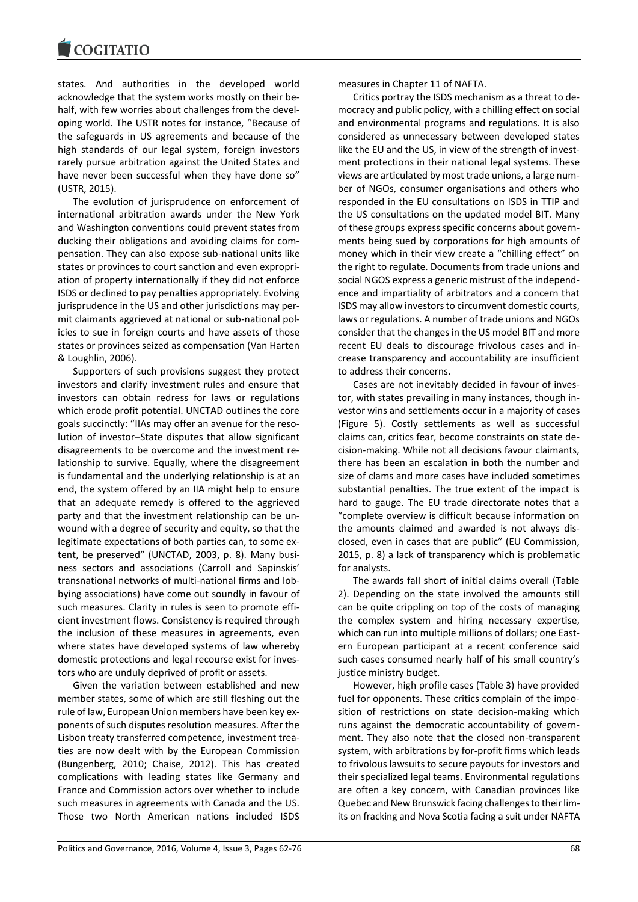states. And authorities in the developed world acknowledge that the system works mostly on their behalf, with few worries about challenges from the developing world. The USTR notes for instance, "Because of the safeguards in US agreements and because of the high standards of our legal system, foreign investors rarely pursue arbitration against the United States and have never been successful when they have done so" (USTR, 2015).

The evolution of jurisprudence on enforcement of international arbitration awards under the New York and Washington conventions could prevent states from ducking their obligations and avoiding claims for compensation. They can also expose sub-national units like states or provinces to court sanction and even expropriation of property internationally if they did not enforce ISDS or declined to pay penalties appropriately. Evolving jurisprudence in the US and other jurisdictions may permit claimants aggrieved at national or sub-national policies to sue in foreign courts and have assets of those states or provinces seized as compensation (Van Harten & Loughlin, 2006).

Supporters of such provisions suggest they protect investors and clarify investment rules and ensure that investors can obtain redress for laws or regulations which erode profit potential. UNCTAD outlines the core goals succinctly: "IIAs may offer an avenue for the resolution of investor–State disputes that allow significant disagreements to be overcome and the investment relationship to survive. Equally, where the disagreement is fundamental and the underlying relationship is at an end, the system offered by an IIA might help to ensure that an adequate remedy is offered to the aggrieved party and that the investment relationship can be unwound with a degree of security and equity, so that the legitimate expectations of both parties can, to some extent, be preserved" (UNCTAD, 2003, p. 8). Many business sectors and associations (Carroll and Sapinskis' transnational networks of multi-national firms and lobbying associations) have come out soundly in favour of such measures. Clarity in rules is seen to promote efficient investment flows. Consistency is required through the inclusion of these measures in agreements, even where states have developed systems of law whereby domestic protections and legal recourse exist for investors who are unduly deprived of profit or assets.

Given the variation between established and new member states, some of which are still fleshing out the rule of law, European Union members have been key exponents of such disputes resolution measures. After the Lisbon treaty transferred competence, investment treaties are now dealt with by the European Commission (Bungenberg, 2010; Chaise, 2012). This has created complications with leading states like Germany and France and Commission actors over whether to include such measures in agreements with Canada and the US. Those two North American nations included ISDS measures in Chapter 11 of NAFTA.

Critics portray the ISDS mechanism as a threat to democracy and public policy, with a chilling effect on social and environmental programs and regulations. It is also considered as unnecessary between developed states like the EU and the US, in view of the strength of investment protections in their national legal systems. These views are articulated by most trade unions, a large number of NGOs, consumer organisations and others who responded in the EU consultations on ISDS in TTIP and the US consultations on the updated model BIT. Many of these groups express specific concerns about governments being sued by corporations for high amounts of money which in their view create a "chilling effect" on the right to regulate. Documents from trade unions and social NGOS express a generic mistrust of the independence and impartiality of arbitrators and a concern that ISDS may allow investors to circumvent domestic courts, laws or regulations. A number of trade unions and NGOs consider that the changes in the US model BIT and more recent EU deals to discourage frivolous cases and increase transparency and accountability are insufficient to address their concerns.

Cases are not inevitably decided in favour of investor, with states prevailing in many instances, though investor wins and settlements occur in a majority of cases (Figure 5). Costly settlements as well as successful claims can, critics fear, become constraints on state decision-making. While not all decisions favour claimants, there has been an escalation in both the number and size of clams and more cases have included sometimes substantial penalties. The true extent of the impact is hard to gauge. The EU trade directorate notes that a "complete overview is difficult because information on the amounts claimed and awarded is not always disclosed, even in cases that are public" (EU Commission, 2015, p. 8) a lack of transparency which is problematic for analysts.

The awards fall short of initial claims overall (Table 2). Depending on the state involved the amounts still can be quite crippling on top of the costs of managing the complex system and hiring necessary expertise, which can run into multiple millions of dollars; one Eastern European participant at a recent conference said such cases consumed nearly half of his small country's justice ministry budget.

However, high profile cases (Table 3) have provided fuel for opponents. These critics complain of the imposition of restrictions on state decision-making which runs against the democratic accountability of government. They also note that the closed non-transparent system, with arbitrations by for-profit firms which leads to frivolous lawsuits to secure payouts for investors and their specialized legal teams. Environmental regulations are often a key concern, with Canadian provinces like Quebec and New Brunswick facing challenges to their limits on fracking and Nova Scotia facing a suit under NAFTA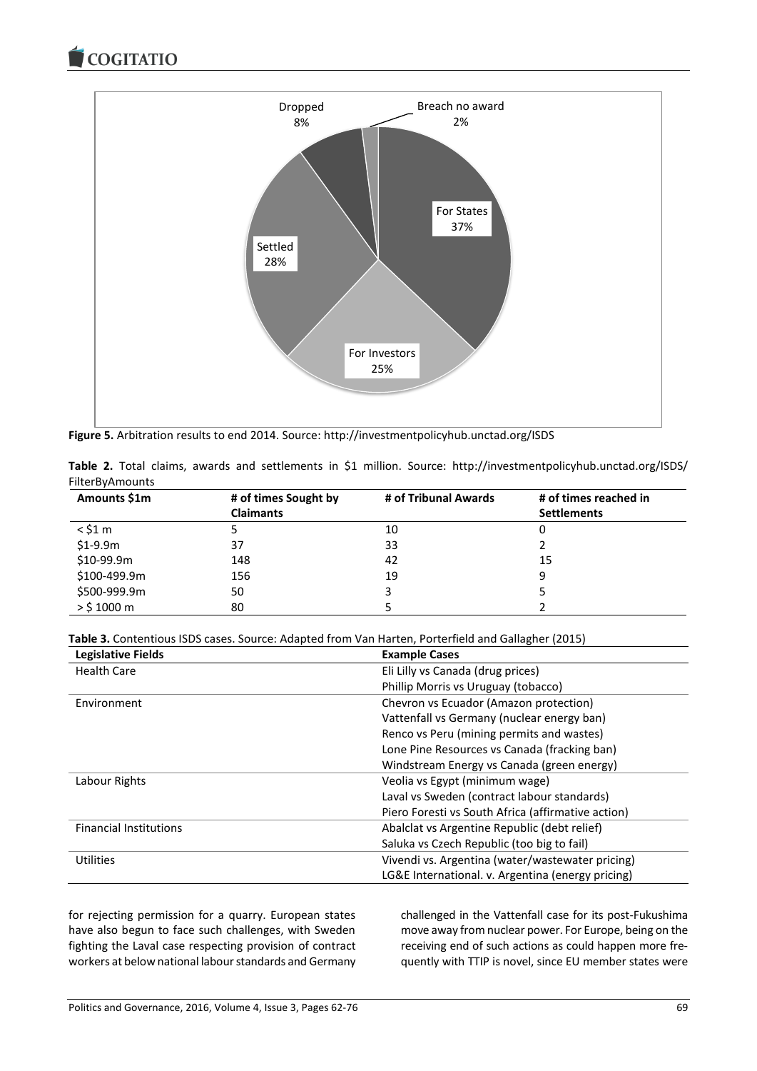**Figure 5.** Arbitration results to end 2014. Source: http://investmentpolicyhub.unctad.org/ISDS

**Table 2.** Total claims, awards and settlements in $1 million. Source: http://investmentpolicyhub.unctad.org/ISDS/FilterByAmounts

| Amounts $1m | # of times Sought by Claimants | # of Tribunal Awards | # of times reached in Settlements |
|---|---|---|---|
| < $1 m | 5 | 10 | 0 |
| $1-9.9m | 37 | 33 | 2 |
| $10-99.9m | 148 | 42 | 15 |
| $100-499.9m | 156 | 19 | 9 |
| $500-999.9m | 50 | 3 | 5 |
| > $ 1000 m | 80 | 5 | 2 |

**Table 3.** Contentious ISDS cases. Source: Adapted from Van Harten, Porterfield and Gallagher (2015)

| Legislative Fields | Example Cases |
|---|---|
| Health Care | Eli Lilly vs Canada (drug prices) |
| | Phillip Morris vs Uruguay (tobacco) |
| Environment | Chevron vs Ecuador (Amazon protection) |
| | Vattenfall vs Germany (nuclear energy ban) |
| | Renco vs Peru (mining permits and wastes) |
| | Lone Pine Resources vs Canada (fracking ban) |
| | Windstream Energy vs Canada (green energy) |
| Labour Rights | Veolia vs Egypt (minimum wage) |
| | Laval vs Sweden (contract labour standards) |
| | Piero Foresti vs South Africa (affirmative action) |
| Financial Institutions | Abalclat vs Argentine Republic (debt relief) |
| | Saluka vs Czech Republic (too big to fail) |
| Utilities | Vivendi vs. Argentina (water/wastewater pricing) |
| | LG&E International. v. Argentina (energy pricing) |

for rejecting permission for a quarry. European states have also begun to face such challenges, with Sweden fighting the Laval case respecting provision of contract workers at below national labour standards and Germany challenged in the Vattenfall case for its post-Fukushima move away from nuclear power. For Europe, being on the receiving end of such actions as could happen more frequently with TTIP is novel, since EU member states were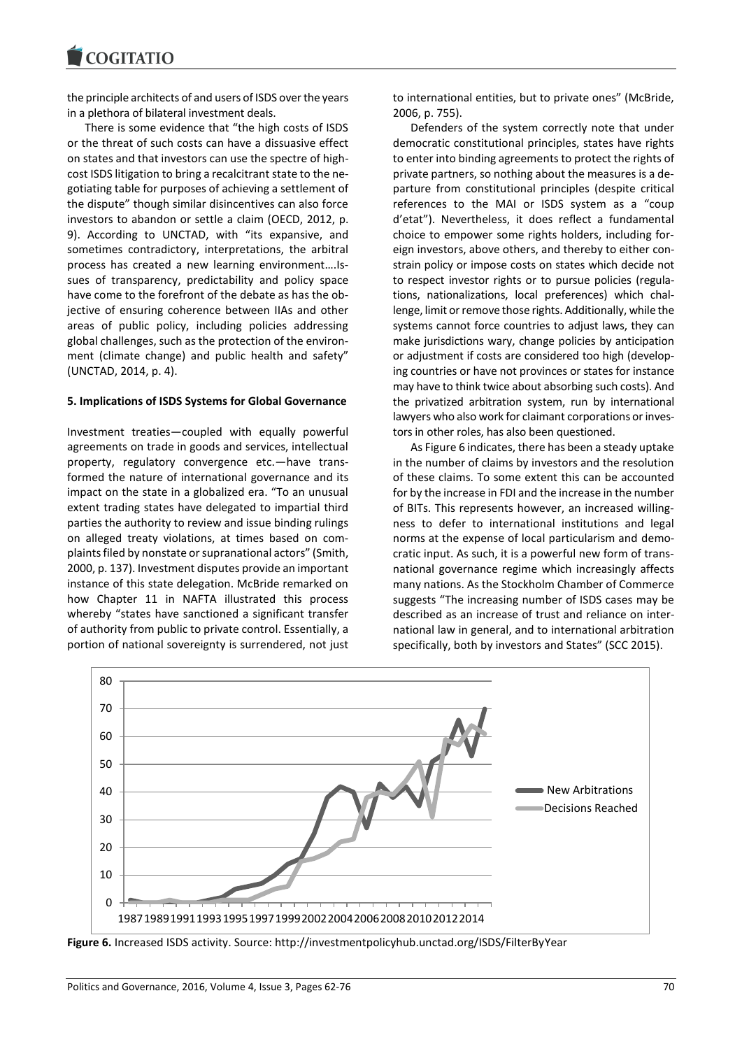the principle architects of and users of ISDS over the years in a plethora of bilateral investment deals.

There is some evidence that "the high costs of ISDS or the threat of such costs can have a dissuasive effect on states and that investors can use the spectre of high-cost ISDS litigation to bring a recalcitrant state to the negotiating table for purposes of achieving a settlement of the dispute" though similar disincentives can also force investors to abandon or settle a claim (OECD, 2012, p. 9). According to UNCTAD, with "its expansive, and sometimes contradictory, interpretations, the arbitral process has created a new learning environment….Issues of transparency, predictability and policy space have come to the forefront of the debate as has the objective of ensuring coherence between IIAs and other areas of public policy, including policies addressing global challenges, such as the protection of the environment (climate change) and public health and safety" (UNCTAD, 2014, p. 4).

**5. Implications of ISDS Systems for Global Governance**

Investment treaties—coupled with equally powerful agreements on trade in goods and services, intellectual property, regulatory convergence etc.—have transformed the nature of international governance and its impact on the state in a globalized era. "To an unusual extent trading states have delegated to impartial third parties the authority to review and issue binding rulings on alleged treaty violations, at times based on complaints filed by nonstate or supranational actors" (Smith, 2000, p. 137). Investment disputes provide an important instance of this state delegation. McBride remarked on how Chapter 11 in NAFTA illustrated this process whereby "states have sanctioned a significant transfer of authority from public to private control. Essentially, a portion of national sovereignty is surrendered, not just to international entities, but to private ones" (McBride, 2006, p. 755).

Defenders of the system correctly note that under democratic constitutional principles, states have rights to enter into binding agreements to protect the rights of private partners, so nothing about the measures is a departure from constitutional principles (despite critical references to the MAI or ISDS system as a "coup d'etat"). Nevertheless, it does reflect a fundamental choice to empower some rights holders, including foreign investors, above others, and thereby to either constrain policy or impose costs on states which decide not to respect investor rights or to pursue policies (regulations, nationalizations, local preferences) which challenge, limit or remove those rights. Additionally, while the systems cannot force countries to adjust laws, they can make jurisdictions wary, change policies by anticipation or adjustment if costs are considered too high (developing countries or have not provinces or states for instance may have to think twice about absorbing such costs). And the privatized arbitration system, run by international lawyers who also work for claimant corporations or investors in other roles, has also been questioned.

As Figure 6 indicates, there has been a steady uptake in the number of claims by investors and the resolution of these claims. To some extent this can be accounted for by the increase in FDI and the increase in the number of BITs. This represents however, an increased willingness to defer to international institutions and legal norms at the expense of local particularism and democratic input. As such, it is a powerful new form of transnational governance regime which increasingly affects many nations. As the Stockholm Chamber of Commerce suggests "The increasing number of ISDS cases may be described as an increase of trust and reliance on international law in general, and to international arbitration specifically, both by investors and States" (SCC 2015).

**Figure 6.** Increased ISDS activity. Source: http://investmentpolicyhub.unctad.org/ISDS/FilterByYear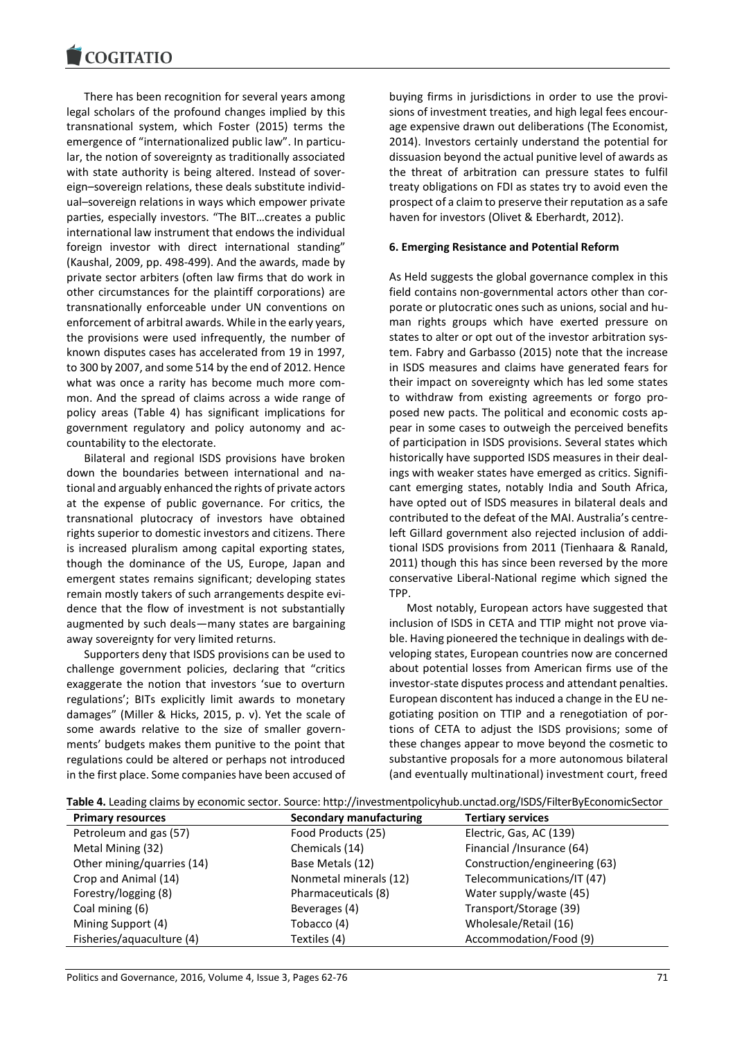There has been recognition for several years among legal scholars of the profound changes implied by this transnational system, which Foster (2015) terms the emergence of "internationalized public law". In particular, the notion of sovereignty as traditionally associated with state authority is being altered. Instead of sovereign–sovereign relations, these deals substitute individual–sovereign relations in ways which empower private parties, especially investors. "The BIT…creates a public international law instrument that endows the individual foreign investor with direct international standing" (Kaushal, 2009, pp. 498-499). And the awards, made by private sector arbiters (often law firms that do work in other circumstances for the plaintiff corporations) are transnationally enforceable under UN conventions on enforcement of arbitral awards. While in the early years, the provisions were used infrequently, the number of known disputes cases has accelerated from 19 in 1997, to 300 by 2007, and some 514 by the end of 2012. Hence what was once a rarity has become much more common. And the spread of claims across a wide range of policy areas (Table 4) has significant implications for government regulatory and policy autonomy and accountability to the electorate.

Bilateral and regional ISDS provisions have broken down the boundaries between international and national and arguably enhanced the rights of private actors at the expense of public governance. For critics, the transnational plutocracy of investors have obtained rights superior to domestic investors and citizens. There is increased pluralism among capital exporting states, though the dominance of the US, Europe, Japan and emergent states remains significant; developing states remain mostly takers of such arrangements despite evidence that the flow of investment is not substantially augmented by such deals—many states are bargaining away sovereignty for very limited returns.

Supporters deny that ISDS provisions can be used to challenge government policies, declaring that "critics exaggerate the notion that investors 'sue to overturn regulations'; BITs explicitly limit awards to monetary damages" (Miller & Hicks, 2015, p. v). Yet the scale of some awards relative to the size of smaller governments' budgets makes them punitive to the point that regulations could be altered or perhaps not introduced in the first place. Some companies have been accused of buying firms in jurisdictions in order to use the provisions of investment treaties, and high legal fees encourage expensive drawn out deliberations (The Economist, 2014). Investors certainly understand the potential for dissuasion beyond the actual punitive level of awards as the threat of arbitration can pressure states to fulfil treaty obligations on FDI as states try to avoid even the prospect of a claim to preserve their reputation as a safe haven for investors (Olivet & Eberhardt, 2012).

## 6. Emerging Resistance and Potential Reform

As Held suggests the global governance complex in this field contains non-governmental actors other than corporate or plutocratic ones such as unions, social and human rights groups which have exerted pressure on states to alter or opt out of the investor arbitration system. Fabry and Garbasso (2015) note that the increase in ISDS measures and claims have generated fears for their impact on sovereignty which has led some states to withdraw from existing agreements or forgo proposed new pacts. The political and economic costs appear in some cases to outweigh the perceived benefits of participation in ISDS provisions. Several states which historically have supported ISDS measures in their dealings with weaker states have emerged as critics. Significant emerging states, notably India and South Africa, have opted out of ISDS measures in bilateral deals and contributed to the defeat of the MAI. Australia's centre-left Gillard government also rejected inclusion of additional ISDS provisions from 2011 (Tienhaara & Ranald, 2011) though this has since been reversed by the more conservative Liberal-National regime which signed the TPP.

Most notably, European actors have suggested that inclusion of ISDS in CETA and TTIP might not prove viable. Having pioneered the technique in dealings with developing states, European countries now are concerned about potential losses from American firms use of the investor-state disputes process and attendant penalties. European discontent has induced a change in the EU negotiating position on TTIP and a renegotiation of portions of CETA to adjust the ISDS provisions; some of these changes appear to move beyond the cosmetic to substantive proposals for a more autonomous bilateral (and eventually multinational) investment court, freed

**Table 4.** Leading claims by economic sector. Source: http://investmentpolicyhub.unctad.org/ISDS/FilterByEconomicSector

| Primary resources | Secondary manufacturing | Tertiary services |
|---|---|---|
| Petroleum and gas (57) | Food Products (25) | Electric, Gas, AC (139) |
| Metal Mining (32) | Chemicals (14) | Financial /Insurance (64) |
| Other mining/quarries (14) | Base Metals (12) | Construction/engineering (63) |
| Crop and Animal (14) | Nonmetal minerals (12) | Telecommunications/IT (47) |
| Forestry/logging (8) | Pharmaceuticals (8) | Water supply/waste (45) |
| Coal mining (6) | Beverages (4) | Transport/Storage (39) |
| Mining Support (4) | Tobacco (4) | Wholesale/Retail (16) |
| Fisheries/aquaculture (4) | Textiles (4) | Accommodation/Food (9) |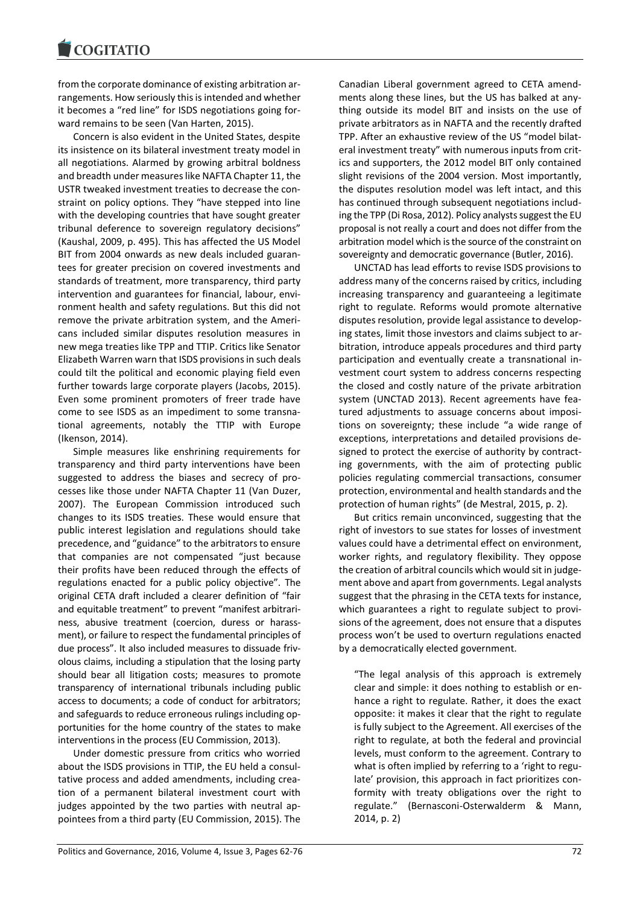from the corporate dominance of existing arbitration arrangements. How seriously this is intended and whether it becomes a "red line" for ISDS negotiations going forward remains to be seen (Van Harten, 2015).

Concern is also evident in the United States, despite its insistence on its bilateral investment treaty model in all negotiations. Alarmed by growing arbitral boldness and breadth under measures like NAFTA Chapter 11, the USTR tweaked investment treaties to decrease the constraint on policy options. They "have stepped into line with the developing countries that have sought greater tribunal deference to sovereign regulatory decisions" (Kaushal, 2009, p. 495). This has affected the US Model BIT from 2004 onwards as new deals included guarantees for greater precision on covered investments and standards of treatment, more transparency, third party intervention and guarantees for financial, labour, environment health and safety regulations. But this did not remove the private arbitration system, and the Americans included similar disputes resolution measures in new mega treaties like TPP and TTIP. Critics like Senator Elizabeth Warren warn that ISDS provisions in such deals could tilt the political and economic playing field even further towards large corporate players (Jacobs, 2015). Even some prominent promoters of freer trade have come to see ISDS as an impediment to some transnational agreements, notably the TTIP with Europe (Ikenson, 2014).

Simple measures like enshrining requirements for transparency and third party interventions have been suggested to address the biases and secrecy of processes like those under NAFTA Chapter 11 (Van Duzer, 2007). The European Commission introduced such changes to its ISDS treaties. These would ensure that public interest legislation and regulations should take precedence, and "guidance" to the arbitrators to ensure that companies are not compensated "just because their profits have been reduced through the effects of regulations enacted for a public policy objective". The original CETA draft included a clearer definition of "fair and equitable treatment" to prevent "manifest arbitrariness, abusive treatment (coercion, duress or harassment), or failure to respect the fundamental principles of due process". It also included measures to dissuade frivolous claims, including a stipulation that the losing party should bear all litigation costs; measures to promote transparency of international tribunals including public access to documents; a code of conduct for arbitrators; and safeguards to reduce erroneous rulings including opportunities for the home country of the states to make interventions in the process (EU Commission, 2013).

Under domestic pressure from critics who worried about the ISDS provisions in TTIP, the EU held a consultative process and added amendments, including creation of a permanent bilateral investment court with judges appointed by the two parties with neutral appointees from a third party (EU Commission, 2015). The Canadian Liberal government agreed to CETA amendments along these lines, but the US has balked at anything outside its model BIT and insists on the use of private arbitrators as in NAFTA and the recently drafted TPP. After an exhaustive review of the US "model bilateral investment treaty" with numerous inputs from critics and supporters, the 2012 model BIT only contained slight revisions of the 2004 version. Most importantly, the disputes resolution model was left intact, and this has continued through subsequent negotiations including the TPP (Di Rosa, 2012). Policy analysts suggest the EU proposal is not really a court and does not differ from the arbitration model which is the source of the constraint on sovereignty and democratic governance (Butler, 2016).

UNCTAD has lead efforts to revise ISDS provisions to address many of the concerns raised by critics, including increasing transparency and guaranteeing a legitimate right to regulate. Reforms would promote alternative disputes resolution, provide legal assistance to developing states, limit those investors and claims subject to arbitration, introduce appeals procedures and third party participation and eventually create a transnational investment court system to address concerns respecting the closed and costly nature of the private arbitration system (UNCTAD 2013). Recent agreements have featured adjustments to assuage concerns about impositions on sovereignty; these include "a wide range of exceptions, interpretations and detailed provisions designed to protect the exercise of authority by contracting governments, with the aim of protecting public policies regulating commercial transactions, consumer protection, environmental and health standards and the protection of human rights" (de Mestral, 2015, p. 2).

But critics remain unconvinced, suggesting that the right of investors to sue states for losses of investment values could have a detrimental effect on environment, worker rights, and regulatory flexibility. They oppose the creation of arbitral councils which would sit in judgement above and apart from governments. Legal analysts suggest that the phrasing in the CETA texts for instance, which guarantees a right to regulate subject to provisions of the agreement, does not ensure that a disputes process won't be used to overturn regulations enacted by a democratically elected government.

> "The legal analysis of this approach is extremely clear and simple: it does nothing to establish or enhance a right to regulate. Rather, it does the exact opposite: it makes it clear that the right to regulate is fully subject to the Agreement. All exercises of the right to regulate, at both the federal and provincial levels, must conform to the agreement. Contrary to what is often implied by referring to a 'right to regulate' provision, this approach in fact prioritizes conformity with treaty obligations over the right to regulate." (Bernasconi-Osterwalderm & Mann, 2014, p. 2)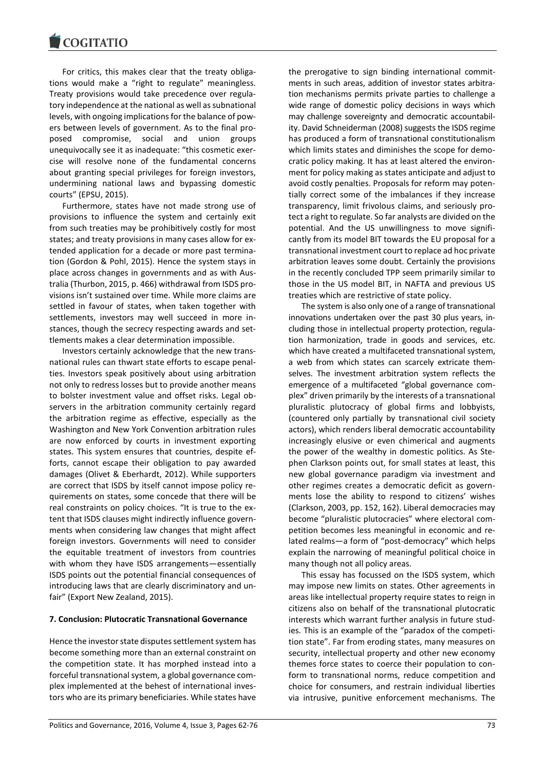For critics, this makes clear that the treaty obligations would make a "right to regulate" meaningless. Treaty provisions would take precedence over regulatory independence at the national as well as subnational levels, with ongoing implications for the balance of powers between levels of government. As to the final proposed compromise, social and union groups unequivocally see it as inadequate: "this cosmetic exercise will resolve none of the fundamental concerns about granting special privileges for foreign investors, undermining national laws and bypassing domestic courts" (EPSU, 2015).

Furthermore, states have not made strong use of provisions to influence the system and certainly exit from such treaties may be prohibitively costly for most states; and treaty provisions in many cases allow for extended application for a decade or more past termination (Gordon & Pohl, 2015). Hence the system stays in place across changes in governments and as with Australia (Thurbon, 2015, p. 466) withdrawal from ISDS provisions isn't sustained over time. While more claims are settled in favour of states, when taken together with settlements, investors may well succeed in more instances, though the secrecy respecting awards and settlements makes a clear determination impossible.

Investors certainly acknowledge that the new transnational rules can thwart state efforts to escape penalties. Investors speak positively about using arbitration not only to redress losses but to provide another means to bolster investment value and offset risks. Legal observers in the arbitration community certainly regard the arbitration regime as effective, especially as the Washington and New York Convention arbitration rules are now enforced by courts in investment exporting states. This system ensures that countries, despite efforts, cannot escape their obligation to pay awarded damages (Olivet & Eberhardt, 2012). While supporters are correct that ISDS by itself cannot impose policy requirements on states, some concede that there will be real constraints on policy choices. "It is true to the extent that ISDS clauses might indirectly influence governments when considering law changes that might affect foreign investors. Governments will need to consider the equitable treatment of investors from countries with whom they have ISDS arrangements—essentially ISDS points out the potential financial consequences of introducing laws that are clearly discriminatory and unfair" (Export New Zealand, 2015).

## 7. Conclusion: Plutocratic Transnational Governance

Hence the investor state disputes settlement system has become something more than an external constraint on the competition state. It has morphed instead into a forceful transnational system, a global governance complex implemented at the behest of international investors who are its primary beneficiaries. While states have the prerogative to sign binding international commitments in such areas, addition of investor states arbitration mechanisms permits private parties to challenge a wide range of domestic policy decisions in ways which may challenge sovereignty and democratic accountability. David Schneiderman (2008) suggests the ISDS regime has produced a form of transnational constitutionalism which limits states and diminishes the scope for democratic policy making. It has at least altered the environment for policy making as states anticipate and adjust to avoid costly penalties. Proposals for reform may potentially correct some of the imbalances if they increase transparency, limit frivolous claims, and seriously protect a right to regulate. So far analysts are divided on the potential. And the US unwillingness to move significantly from its model BIT towards the EU proposal for a transnational investment court to replace ad hoc private arbitration leaves some doubt. Certainly the provisions in the recently concluded TPP seem primarily similar to those in the US model BIT, in NAFTA and previous US treaties which are restrictive of state policy.

The system is also only one of a range of transnational innovations undertaken over the past 30 plus years, including those in intellectual property protection, regulation harmonization, trade in goods and services, etc. which have created a multifaceted transnational system, a web from which states can scarcely extricate themselves. The investment arbitration system reflects the emergence of a multifaceted "global governance complex" driven primarily by the interests of a transnational pluralistic plutocracy of global firms and lobbyists, (countered only partially by transnational civil society actors), which renders liberal democratic accountability increasingly elusive or even chimerical and augments the power of the wealthy in domestic politics. As Stephen Clarkson points out, for small states at least, this new global governance paradigm via investment and other regimes creates a democratic deficit as governments lose the ability to respond to citizens' wishes (Clarkson, 2003, pp. 152, 162). Liberal democracies may become "pluralistic plutocracies" where electoral competition becomes less meaningful in economic and related realms—a form of "post-democracy" which helps explain the narrowing of meaningful political choice in many though not all policy areas.

This essay has focussed on the ISDS system, which may impose new limits on states. Other agreements in areas like intellectual property require states to reign in citizens also on behalf of the transnational plutocratic interests which warrant further analysis in future studies. This is an example of the "paradox of the competition state". Far from eroding states, many measures on security, intellectual property and other new economy themes force states to coerce their population to conform to transnational norms, reduce competition and choice for consumers, and restrain individual liberties via intrusive, punitive enforcement mechanisms. The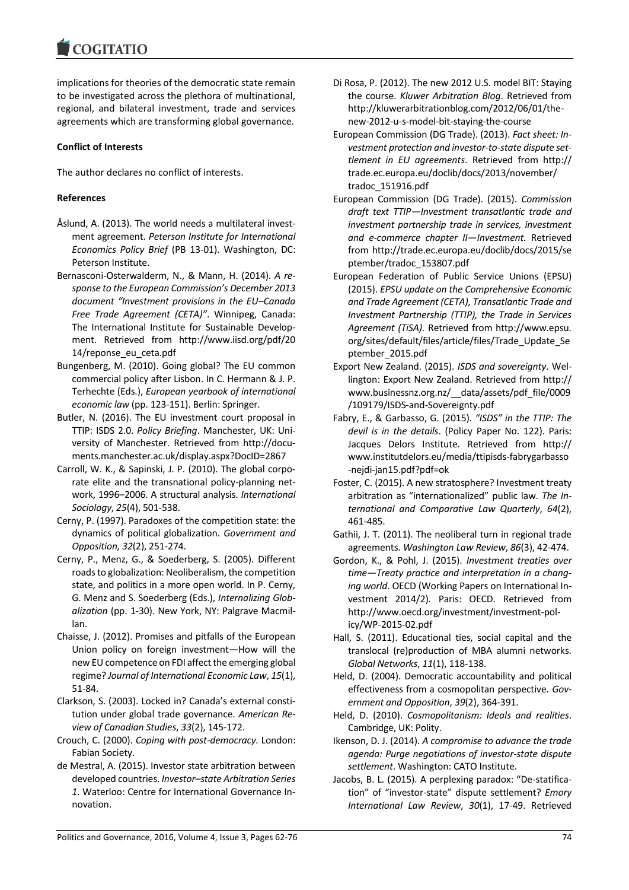implications for theories of the democratic state remain to be investigated across the plethora of multinational, regional, and bilateral investment, trade and services agreements which are transforming global governance.

**Conflict of Interests**

The author declares no conflict of interests.

**References**

Åslund, A. (2013). The world needs a multilateral investment agreement. *Peterson Institute for International Economics Policy Brief* (PB 13-01). Washington, DC: Peterson Institute.

Bernasconi-Osterwalderm, N., & Mann, H. (2014). *A response to the European Commission's December 2013 document "Investment provisions in the EU–Canada Free Trade Agreement (CETA)"*. Winnipeg, Canada: The International Institute for Sustainable Development. Retrieved from http://www.iisd.org/pdf/2014/reponse_eu_ceta.pdf

Bungenberg, M. (2010). Going global? The EU common commercial policy after Lisbon. In C. Hermann & J. P. Terhechte (Eds.), *European yearbook of international economic law* (pp. 123-151). Berlin: Springer.

Butler, N. (2016). The EU investment court proposal in TTIP: ISDS 2.0. *Policy Briefing*. Manchester, UK: University of Manchester. Retrieved from http://documents.manchester.ac.uk/display.aspx?DocID=2867

Carroll, W. K., & Sapinski, J. P. (2010). The global corporate elite and the transnational policy-planning network, 1996–2006. A structural analysis. *International Sociology*, *25*(4), 501-538.

Cerny, P. (1997). Paradoxes of the competition state: the dynamics of political globalization. *Government and Opposition, 32*(2), 251-274.

Cerny, P., Menz, G., & Soederberg, S. (2005). Different roads to globalization: Neoliberalism, the competition state, and politics in a more open world. In P. Cerny, G. Menz and S. Soederberg (Eds.), *Internalizing Globalization* (pp. 1-30). New York, NY: Palgrave Macmillan.

Chaisse, J. (2012). Promises and pitfalls of the European Union policy on foreign investment—How will the new EU competence on FDI affect the emerging global regime? *Journal of International Economic Law*, *15*(1), 51-84.

Clarkson, S. (2003). Locked in? Canada's external constitution under global trade governance. *American Review of Canadian Studies*, *33*(2), 145-172.

Crouch, C. (2000). *Coping with post-democracy.* London: Fabian Society.

de Mestral, A. (2015). Investor state arbitration between developed countries. *Investor–state Arbitration Series 1*. Waterloo: Centre for International Governance Innovation.

Di Rosa, P. (2012). The new 2012 U.S. model BIT: Staying the course. *Kluwer Arbitration Blog*. Retrieved from http://kluwerarbitrationblog.com/2012/06/01/the-new-2012-u-s-model-bit-staying-the-course

European Commission (DG Trade). (2013). *Fact sheet: Investment protection and investor-to-state dispute settlement in EU agreements*. Retrieved from http://trade.ec.europa.eu/doclib/docs/2013/november/tradoc_151916.pdf

European Commission (DG Trade). (2015). *Commission draft text TTIP—Investment transatlantic trade and investment partnership trade in services, investment and e-commerce chapter II—Investment.* Retrieved from http://trade.ec.europa.eu/doclib/docs/2015/september/tradoc_153807.pdf

European Federation of Public Service Unions (EPSU) (2015). *EPSU update on the Comprehensive Economic and Trade Agreement (CETA), Transatlantic Trade and Investment Partnership (TTIP), the Trade in Services Agreement (TiSA).* Retrieved from http://www.epsu.org/sites/default/files/article/files/Trade_Update_September_2015.pdf

Export New Zealand. (2015). *ISDS and sovereignty*. Wellington: Export New Zealand. Retrieved from http://www.businessnz.org.nz/__data/assets/pdf_file/0009/109179/ISDS-and-Sovereignty.pdf

Fabry, E., & Garbasso, G. (2015). *"ISDS" in the TTIP: The devil is in the details*. (Policy Paper No. 122). Paris: Jacques Delors Institute. Retrieved from http://www.institutdelors.eu/media/ttipisds-fabrygarbasso-nejdi-jan15.pdf?pdf=ok

Foster, C. (2015). A new stratosphere? Investment treaty arbitration as "internationalized" public law. *The International and Comparative Law Quarterly*, *64*(2), 461-485.

Gathii, J. T. (2011). The neoliberal turn in regional trade agreements. *Washington Law Review*, *86*(3), 42-474.

Gordon, K., & Pohl, J. (2015). *Investment treaties over time—Treaty practice and interpretation in a changing world*. OECD (Working Papers on International Investment 2014/2). Paris: OECD. Retrieved from http://www.oecd.org/investment/investment-policy/WP-2015-02.pdf

Hall, S. (2011). Educational ties, social capital and the translocal (re)production of MBA alumni networks. *Global Networks*, *11*(1), 118-138.

Held, D. (2004). Democratic accountability and political effectiveness from a cosmopolitan perspective. *Government and Opposition*, *39*(2), 364-391.

Held, D. (2010). *Cosmopolitanism: Ideals and realities*. Cambridge, UK: Polity.

Ikenson, D. J. (2014). *A compromise to advance the trade agenda: Purge negotiations of investor-state dispute settlement*. Washington: CATO Institute.

Jacobs, B. L. (2015). A perplexing paradox: "De-statification" of "investor-state" dispute settlement? *Emory International Law Review*, *30*(1), 17-49. Retrieved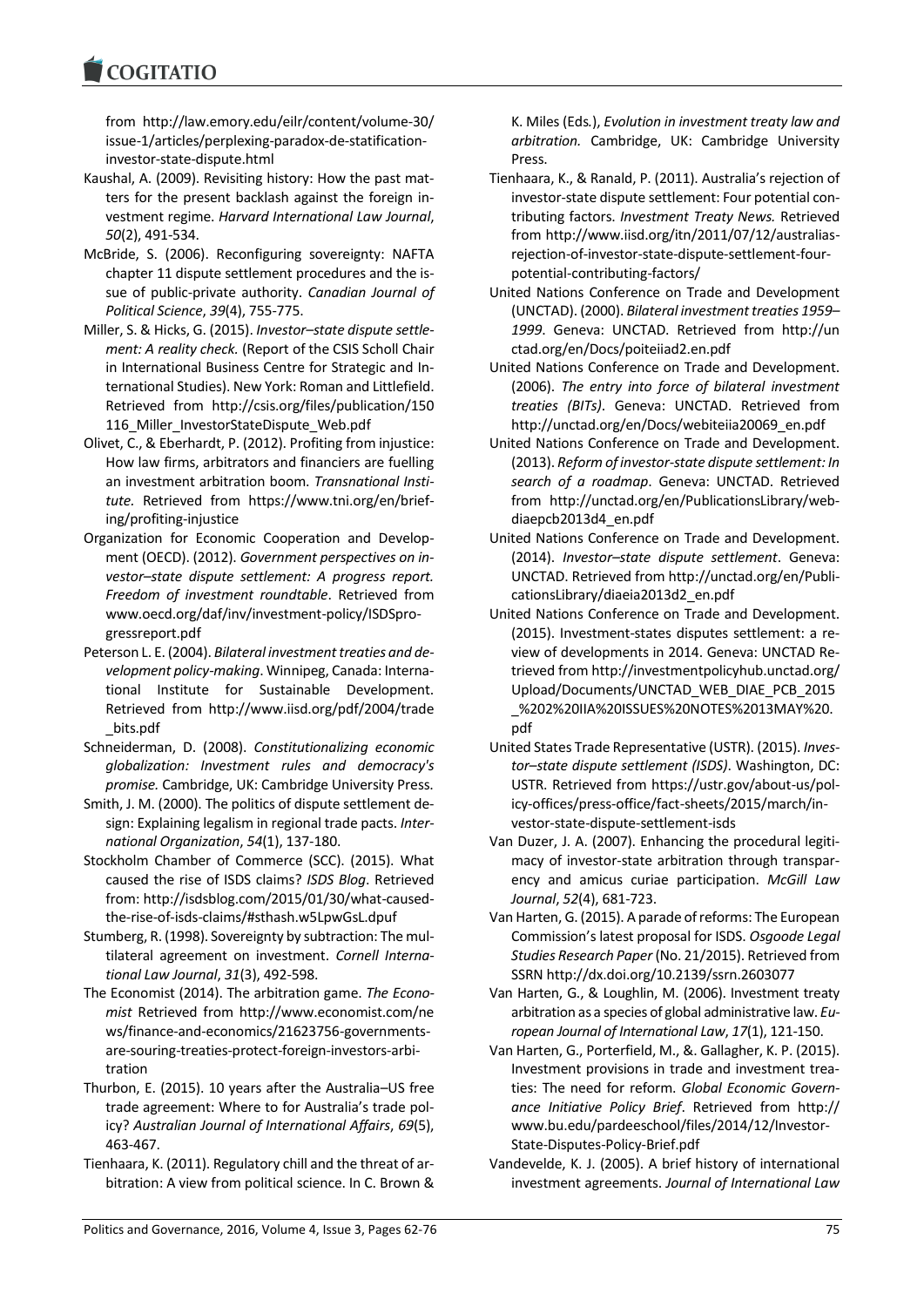from http://law.emory.edu/eilr/content/volume-30/issue-1/articles/perplexing-paradox-de-statification-investor-state-dispute.html

Kaushal, A. (2009). Revisiting history: How the past matters for the present backlash against the foreign investment regime. *Harvard International Law Journal*, *50*(2), 491-534.

McBride, S. (2006). Reconfiguring sovereignty: NAFTA chapter 11 dispute settlement procedures and the issue of public-private authority. *Canadian Journal of Political Science*, *39*(4), 755-775.

Miller, S. & Hicks, G. (2015). *Investor–state dispute settlement: A reality check.* (Report of the CSIS Scholl Chair in International Business Centre for Strategic and International Studies). New York: Roman and Littlefield. Retrieved from http://csis.org/files/publication/150116_Miller_InvestorStateDispute_Web.pdf

Olivet, C., & Eberhardt, P. (2012). Profiting from injustice: How law firms, arbitrators and financiers are fuelling an investment arbitration boom. *Transnational Institute.* Retrieved from https://www.tni.org/en/briefing/profiting-injustice

Organization for Economic Cooperation and Development (OECD). (2012). *Government perspectives on investor–state dispute settlement: A progress report. Freedom of investment roundtable*. Retrieved from www.oecd.org/daf/inv/investment-policy/ISDSprogressreport.pdf

Peterson L. E. (2004). *Bilateral investment treaties and development policy-making*. Winnipeg, Canada: International Institute for Sustainable Development. Retrieved from http://www.iisd.org/pdf/2004/trade_bits.pdf

Schneiderman, D. (2008). *Constitutionalizing economic globalization: Investment rules and democracy's promise.* Cambridge, UK: Cambridge University Press.

Smith, J. M. (2000). The politics of dispute settlement design: Explaining legalism in regional trade pacts. *International Organization*, *54*(1), 137-180.

Stockholm Chamber of Commerce (SCC). (2015). What caused the rise of ISDS claims? *ISDS Blog*. Retrieved from: http://isdsblog.com/2015/01/30/what-caused-the-rise-of-isds-claims/#sthash.w5LpwGsL.dpuf

Stumberg, R. (1998). Sovereignty by subtraction: The multilateral agreement on investment. *Cornell International Law Journal*, *31*(3), 492-598.

The Economist (2014). The arbitration game. *The Economist* Retrieved from http://www.economist.com/news/finance-and-economics/21623756-governments-are-souring-treaties-protect-foreign-investors-arbitration

Thurbon, E. (2015). 10 years after the Australia–US free trade agreement: Where to for Australia's trade policy? *Australian Journal of International Affairs*, *69*(5), 463-467.

Tienhaara, K. (2011). Regulatory chill and the threat of arbitration: A view from political science. In C. Brown & K. Miles (Eds.), *Evolution in investment treaty law and arbitration.* Cambridge, UK: Cambridge University Press.

Tienhaara, K., & Ranald, P. (2011). Australia's rejection of investor-state dispute settlement: Four potential contributing factors. *Investment Treaty News.* Retrieved from http://www.iisd.org/itn/2011/07/12/australias-rejection-of-investor-state-dispute-settlement-four-potential-contributing-factors/

United Nations Conference on Trade and Development (UNCTAD). (2000). *Bilateral investment treaties 1959–1999*. Geneva: UNCTAD. Retrieved from http://unctad.org/en/Docs/poiteiiad2.en.pdf

United Nations Conference on Trade and Development. (2006). *The entry into force of bilateral investment treaties (BITs)*. Geneva: UNCTAD. Retrieved from http://unctad.org/en/Docs/webiteiia20069_en.pdf

United Nations Conference on Trade and Development. (2013). *Reform of investor-state dispute settlement: In search of a roadmap*. Geneva: UNCTAD. Retrieved from http://unctad.org/en/PublicationsLibrary/webdiaepcb2013d4_en.pdf

United Nations Conference on Trade and Development. (2014). *Investor–state dispute settlement*. Geneva: UNCTAD. Retrieved from http://unctad.org/en/PublicationsLibrary/diaeia2013d2_en.pdf

United Nations Conference on Trade and Development. (2015). Investment-states disputes settlement: a review of developments in 2014. Geneva: UNCTAD Retrieved from http://investmentpolicyhub.unctad.org/Upload/Documents/UNCTAD_WEB_DIAE_PCB_2015_%202%20IIA%20ISSUES%20NOTES%2013MAY%20.pdf

United States Trade Representative (USTR). (2015). *Investor–state dispute settlement (ISDS)*. Washington, DC: USTR. Retrieved from https://ustr.gov/about-us/policy-offices/press-office/fact-sheets/2015/march/investor-state-dispute-settlement-isds

Van Duzer, J. A. (2007). Enhancing the procedural legitimacy of investor-state arbitration through transparency and amicus curiae participation. *McGill Law Journal*, *52*(4), 681-723.

Van Harten, G. (2015). A parade of reforms: The European Commission's latest proposal for ISDS. *Osgoode Legal Studies Research Paper* (No. 21/2015). Retrieved from SSRN http://dx.doi.org/10.2139/ssrn.2603077

Van Harten, G., & Loughlin, M. (2006). Investment treaty arbitration as a species of global administrative law. *European Journal of International Law*, *17*(1), 121-150.

Van Harten, G., Porterfield, M., &. Gallagher, K. P. (2015). Investment provisions in trade and investment treaties: The need for reform. *Global Economic Governance Initiative Policy Brief*. Retrieved from http://www.bu.edu/pardeeschool/files/2014/12/Investor-State-Disputes-Policy-Brief.pdf

Vandevelde, K. J. (2005). A brief history of international investment agreements. *Journal of International Law*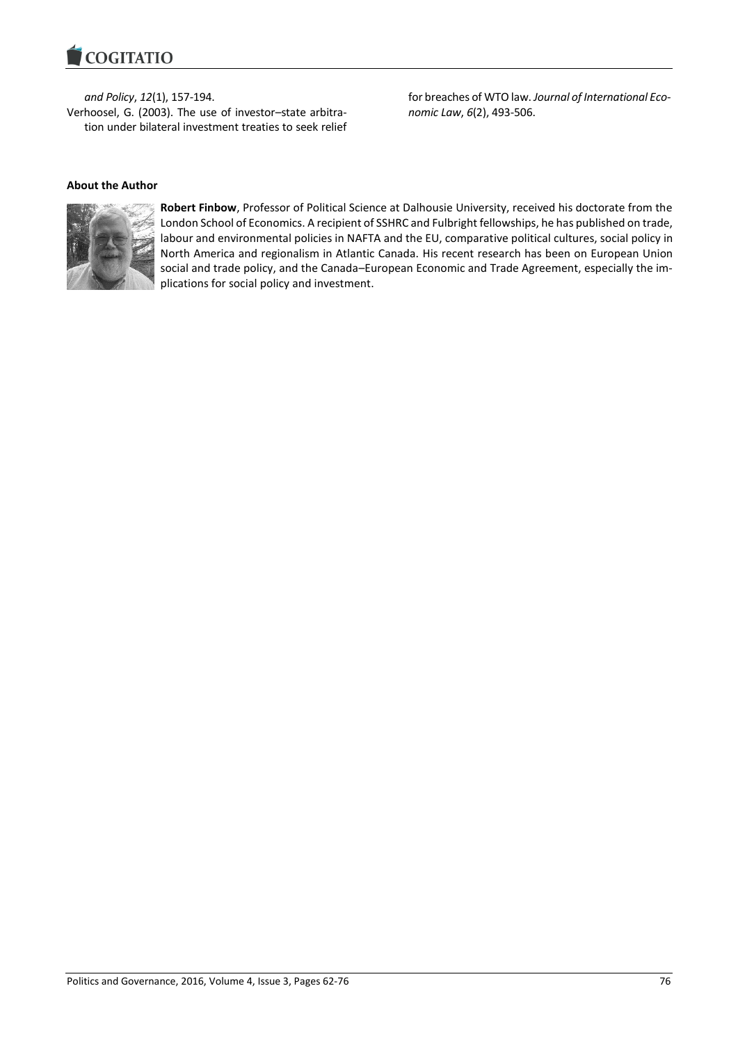*and Policy*, *12*(1), 157-194.

Verhoosel, G. (2003). The use of investor–state arbitration under bilateral investment treaties to seek relief for breaches of WTO law. *Journal of International Economic Law*, *6*(2), 493-506.

**About the Author**

**Robert Finbow**, Professor of Political Science at Dalhousie University, received his doctorate from the London School of Economics. A recipient of SSHRC and Fulbright fellowships, he has published on trade, labour and environmental policies in NAFTA and the EU, comparative political cultures, social policy in North America and regionalism in Atlantic Canada. His recent research has been on European Union social and trade policy, and the Canada–European Economic and Trade Agreement, especially the implications for social policy and investment.